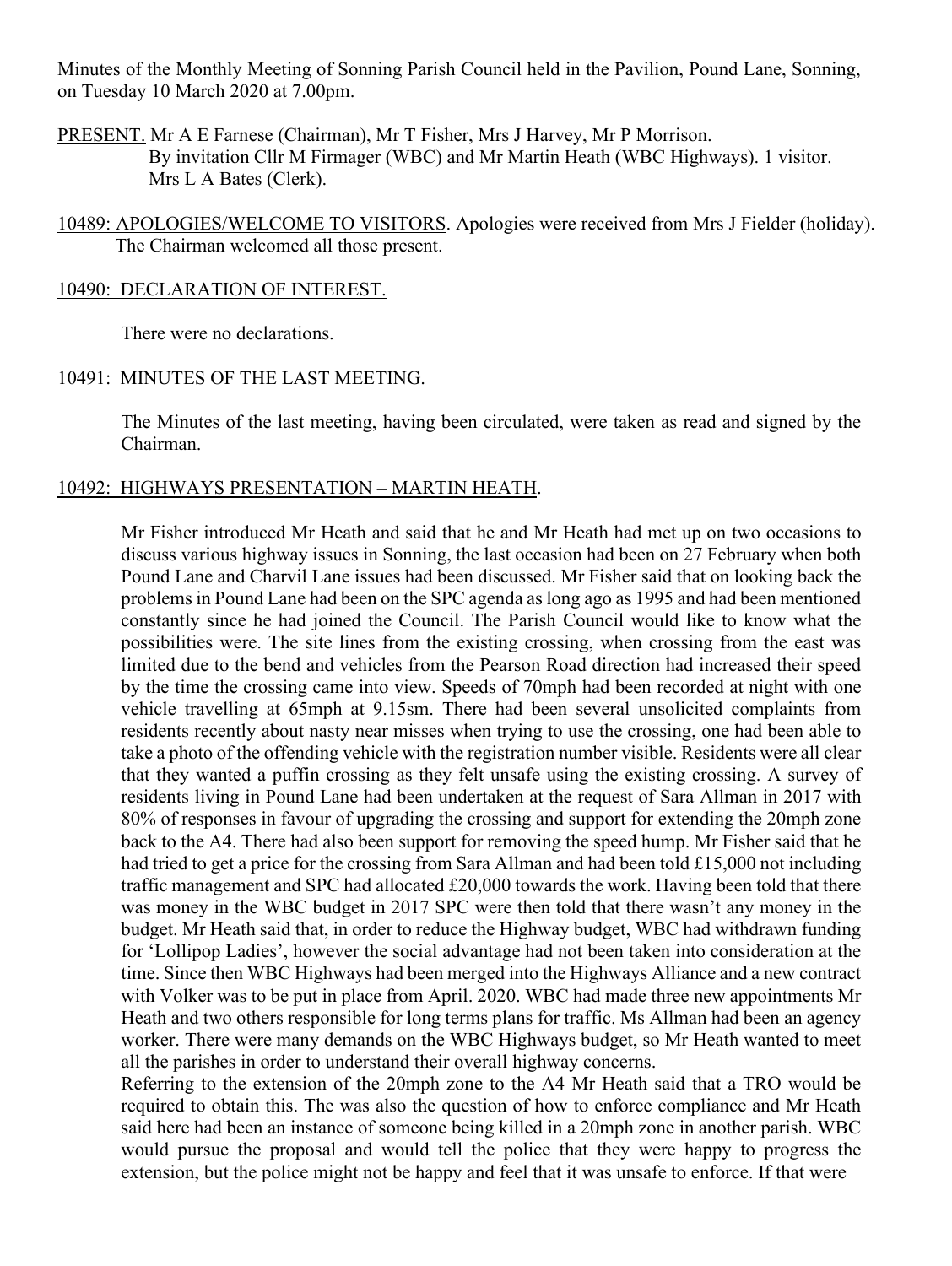Minutes of the Monthly Meeting of Sonning Parish Council held in the Pavilion, Pound Lane, Sonning, on Tuesday 10 March 2020 at 7.00pm.

PRESENT. Mr A E Farnese (Chairman), Mr T Fisher, Mrs J Harvey, Mr P Morrison.
By invitation Cllr M Firmager (WBC) and Mr Martin Heath (WBC Highways). 1 visitor.
Mrs L A Bates (Clerk).

10489: APOLOGIES/WELCOME TO VISITORS. Apologies were received from Mrs J Fielder (holiday). The Chairman welcomed all those present.

10490: DECLARATION OF INTEREST.

There were no declarations.

10491: MINUTES OF THE LAST MEETING.

The Minutes of the last meeting, having been circulated, were taken as read and signed by the Chairman.

10492: HIGHWAYS PRESENTATION – MARTIN HEATH.

Mr Fisher introduced Mr Heath and said that he and Mr Heath had met up on two occasions to discuss various highway issues in Sonning, the last occasion had been on 27 February when both Pound Lane and Charvil Lane issues had been discussed. Mr Fisher said that on looking back the problems in Pound Lane had been on the SPC agenda as long ago as 1995 and had been mentioned constantly since he had joined the Council. The Parish Council would like to know what the possibilities were. The site lines from the existing crossing, when crossing from the east was limited due to the bend and vehicles from the Pearson Road direction had increased their speed by the time the crossing came into view. Speeds of 70mph had been recorded at night with one vehicle travelling at 65mph at 9.15sm. There had been several unsolicited complaints from residents recently about nasty near misses when trying to use the crossing, one had been able to take a photo of the offending vehicle with the registration number visible. Residents were all clear that they wanted a puffin crossing as they felt unsafe using the existing crossing. A survey of residents living in Pound Lane had been undertaken at the request of Sara Allman in 2017 with 80% of responses in favour of upgrading the crossing and support for extending the 20mph zone back to the A4. There had also been support for removing the speed hump. Mr Fisher said that he had tried to get a price for the crossing from Sara Allman and had been told £15,000 not including traffic management and SPC had allocated £20,000 towards the work. Having been told that there was money in the WBC budget in 2017 SPC were then told that there wasn't any money in the budget. Mr Heath said that, in order to reduce the Highway budget, WBC had withdrawn funding for 'Lollipop Ladies', however the social advantage had not been taken into consideration at the time. Since then WBC Highways had been merged into the Highways Alliance and a new contract with Volker was to be put in place from April. 2020. WBC had made three new appointments Mr Heath and two others responsible for long terms plans for traffic. Ms Allman had been an agency worker. There were many demands on the WBC Highways budget, so Mr Heath wanted to meet all the parishes in order to understand their overall highway concerns.

Referring to the extension of the 20mph zone to the A4 Mr Heath said that a TRO would be required to obtain this. The was also the question of how to enforce compliance and Mr Heath said here had been an instance of someone being killed in a 20mph zone in another parish. WBC would pursue the proposal and would tell the police that they were happy to progress the extension, but the police might not be happy and feel that it was unsafe to enforce. If that were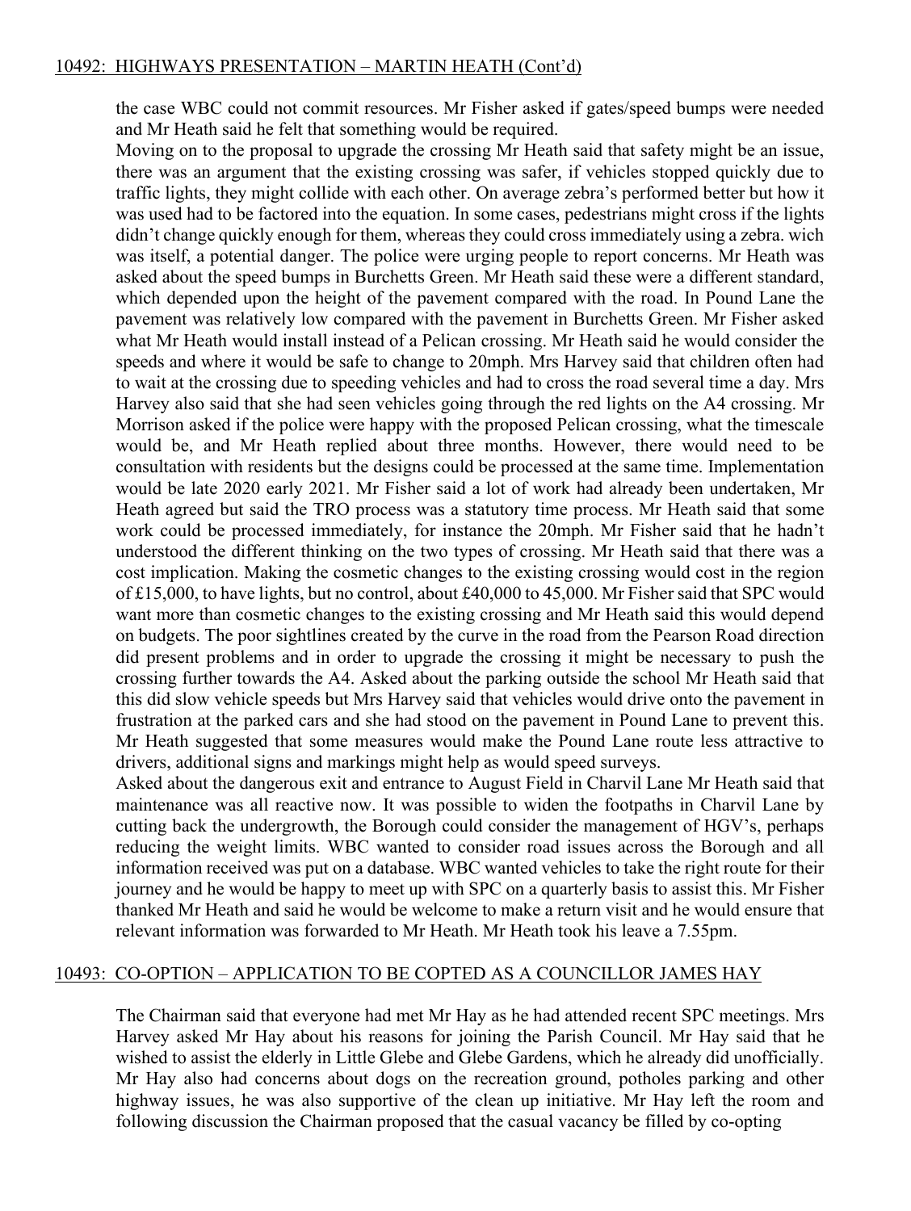## 10492: HIGHWAYS PRESENTATION – MARTIN HEATH (Cont'd)

the case WBC could not commit resources. Mr Fisher asked if gates/speed bumps were needed and Mr Heath said he felt that something would be required.

Moving on to the proposal to upgrade the crossing Mr Heath said that safety might be an issue, there was an argument that the existing crossing was safer, if vehicles stopped quickly due to traffic lights, they might collide with each other. On average zebra's performed better but how it was used had to be factored into the equation. In some cases, pedestrians might cross if the lights didn't change quickly enough for them, whereas they could cross immediately using a zebra. wich was itself, a potential danger. The police were urging people to report concerns. Mr Heath was asked about the speed bumps in Burchetts Green. Mr Heath said these were a different standard, which depended upon the height of the pavement compared with the road. In Pound Lane the pavement was relatively low compared with the pavement in Burchetts Green. Mr Fisher asked what Mr Heath would install instead of a Pelican crossing. Mr Heath said he would consider the speeds and where it would be safe to change to 20mph. Mrs Harvey said that children often had to wait at the crossing due to speeding vehicles and had to cross the road several time a day. Mrs Harvey also said that she had seen vehicles going through the red lights on the A4 crossing. Mr Morrison asked if the police were happy with the proposed Pelican crossing, what the timescale would be, and Mr Heath replied about three months. However, there would need to be consultation with residents but the designs could be processed at the same time. Implementation would be late 2020 early 2021. Mr Fisher said a lot of work had already been undertaken, Mr Heath agreed but said the TRO process was a statutory time process. Mr Heath said that some work could be processed immediately, for instance the 20mph. Mr Fisher said that he hadn't understood the different thinking on the two types of crossing. Mr Heath said that there was a cost implication. Making the cosmetic changes to the existing crossing would cost in the region of £15,000, to have lights, but no control, about £40,000 to 45,000. Mr Fisher said that SPC would want more than cosmetic changes to the existing crossing and Mr Heath said this would depend on budgets. The poor sightlines created by the curve in the road from the Pearson Road direction did present problems and in order to upgrade the crossing it might be necessary to push the crossing further towards the A4. Asked about the parking outside the school Mr Heath said that this did slow vehicle speeds but Mrs Harvey said that vehicles would drive onto the pavement in frustration at the parked cars and she had stood on the pavement in Pound Lane to prevent this. Mr Heath suggested that some measures would make the Pound Lane route less attractive to drivers, additional signs and markings might help as would speed surveys.

Asked about the dangerous exit and entrance to August Field in Charvil Lane Mr Heath said that maintenance was all reactive now. It was possible to widen the footpaths in Charvil Lane by cutting back the undergrowth, the Borough could consider the management of HGV's, perhaps reducing the weight limits. WBC wanted to consider road issues across the Borough and all information received was put on a database. WBC wanted vehicles to take the right route for their journey and he would be happy to meet up with SPC on a quarterly basis to assist this. Mr Fisher thanked Mr Heath and said he would be welcome to make a return visit and he would ensure that relevant information was forwarded to Mr Heath. Mr Heath took his leave a 7.55pm.

## 10493: CO-OPTION – APPLICATION TO BE COPTED AS A COUNCILLOR JAMES HAY

The Chairman said that everyone had met Mr Hay as he had attended recent SPC meetings. Mrs Harvey asked Mr Hay about his reasons for joining the Parish Council. Mr Hay said that he wished to assist the elderly in Little Glebe and Glebe Gardens, which he already did unofficially. Mr Hay also had concerns about dogs on the recreation ground, potholes parking and other highway issues, he was also supportive of the clean up initiative. Mr Hay left the room and following discussion the Chairman proposed that the casual vacancy be filled by co-opting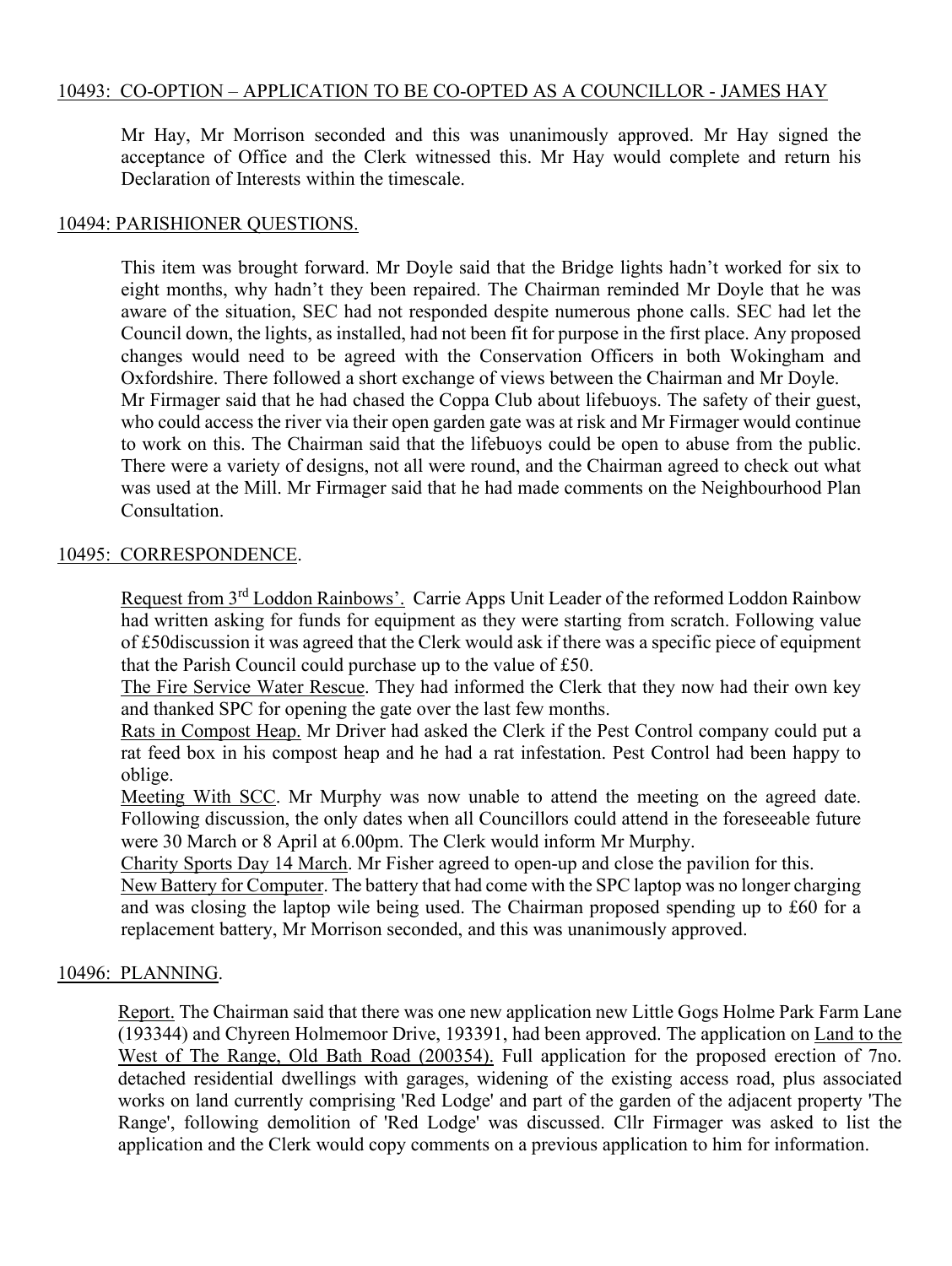## 10493: CO-OPTION – APPLICATION TO BE CO-OPTED AS A COUNCILLOR - JAMES HAY

Mr Hay, Mr Morrison seconded and this was unanimously approved. Mr Hay signed the acceptance of Office and the Clerk witnessed this. Mr Hay would complete and return his Declaration of Interests within the timescale.

## 10494: PARISHIONER QUESTIONS.

This item was brought forward. Mr Doyle said that the Bridge lights hadn't worked for six to eight months, why hadn't they been repaired. The Chairman reminded Mr Doyle that he was aware of the situation, SEC had not responded despite numerous phone calls. SEC had let the Council down, the lights, as installed, had not been fit for purpose in the first place. Any proposed changes would need to be agreed with the Conservation Officers in both Wokingham and Oxfordshire. There followed a short exchange of views between the Chairman and Mr Doyle.
Mr Firmager said that he had chased the Coppa Club about lifebuoys. The safety of their guest, who could access the river via their open garden gate was at risk and Mr Firmager would continue to work on this. The Chairman said that the lifebuoys could be open to abuse from the public. There were a variety of designs, not all were round, and the Chairman agreed to check out what was used at the Mill. Mr Firmager said that he had made comments on the Neighbourhood Plan Consultation.

## 10495: CORRESPONDENCE.

Request from 3rd Loddon Rainbows'. Carrie Apps Unit Leader of the reformed Loddon Rainbow had written asking for funds for equipment as they were starting from scratch. Following value of £50discussion it was agreed that the Clerk would ask if there was a specific piece of equipment that the Parish Council could purchase up to the value of £50.
The Fire Service Water Rescue. They had informed the Clerk that they now had their own key and thanked SPC for opening the gate over the last few months.
Rats in Compost Heap. Mr Driver had asked the Clerk if the Pest Control company could put a rat feed box in his compost heap and he had a rat infestation. Pest Control had been happy to oblige.
Meeting With SCC. Mr Murphy was now unable to attend the meeting on the agreed date. Following discussion, the only dates when all Councillors could attend in the foreseeable future were 30 March or 8 April at 6.00pm. The Clerk would inform Mr Murphy.
Charity Sports Day 14 March. Mr Fisher agreed to open-up and close the pavilion for this.
New Battery for Computer. The battery that had come with the SPC laptop was no longer charging and was closing the laptop wile being used. The Chairman proposed spending up to £60 for a replacement battery, Mr Morrison seconded, and this was unanimously approved.

## 10496: PLANNING.

Report. The Chairman said that there was one new application new Little Gogs Holme Park Farm Lane (193344) and Chyreen Holmemoor Drive, 193391, had been approved. The application on Land to the West of The Range, Old Bath Road (200354). Full application for the proposed erection of 7no. detached residential dwellings with garages, widening of the existing access road, plus associated works on land currently comprising 'Red Lodge' and part of the garden of the adjacent property 'The Range', following demolition of 'Red Lodge' was discussed. Cllr Firmager was asked to list the application and the Clerk would copy comments on a previous application to him for information.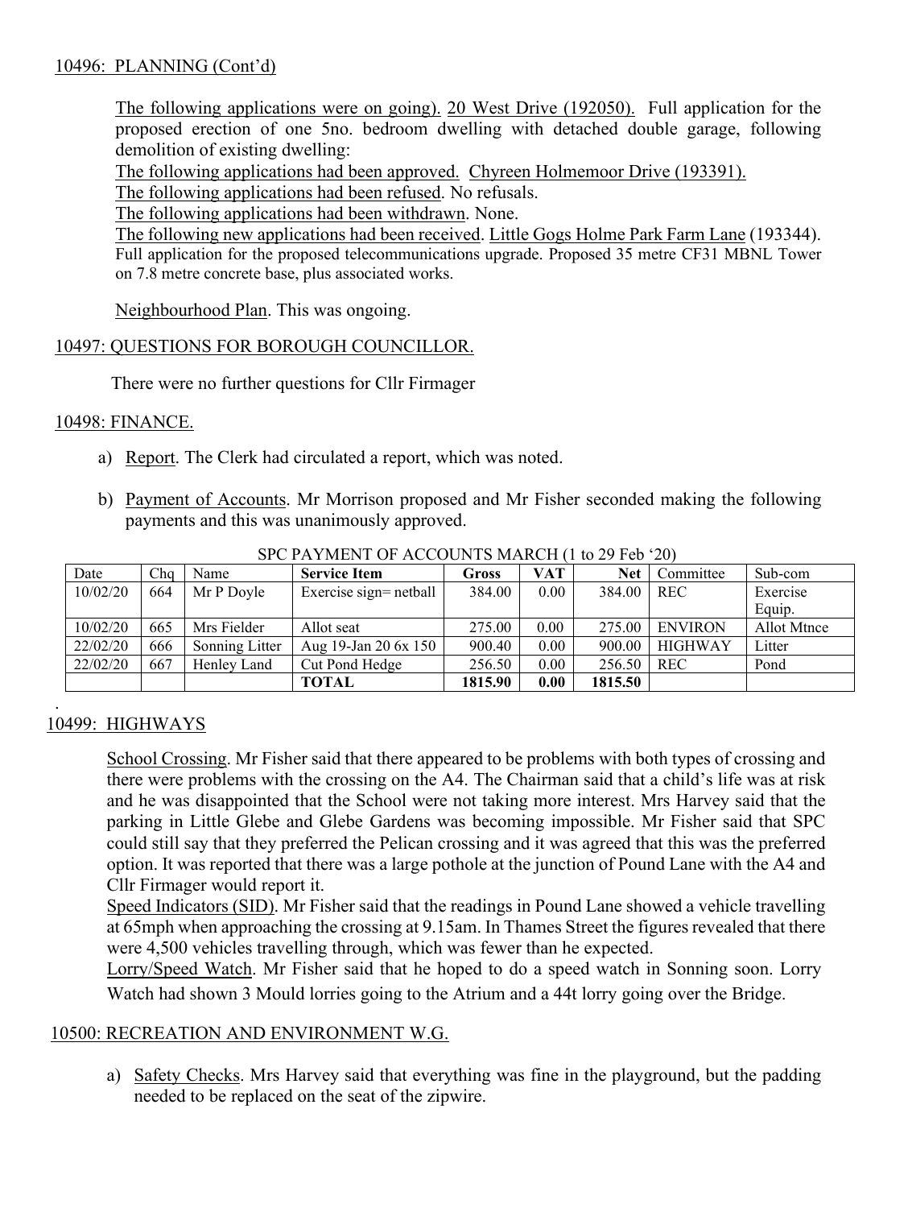10496: PLANNING (Cont'd)

The following applications were on going). 20 West Drive (192050). Full application for the proposed erection of one 5no. bedroom dwelling with detached double garage, following demolition of existing dwelling:

The following applications had been approved. Chyreen Holmemoor Drive (193391).

The following applications had been refused. No refusals.

The following applications had been withdrawn. None.

The following new applications had been received. Little Gogs Holme Park Farm Lane (193344). Full application for the proposed telecommunications upgrade. Proposed 35 metre CF31 MBNL Tower on 7.8 metre concrete base, plus associated works.

Neighbourhood Plan. This was ongoing.

10497: QUESTIONS FOR BOROUGH COUNCILLOR.

There were no further questions for Cllr Firmager

10498: FINANCE.

a) Report. The Clerk had circulated a report, which was noted.

b) Payment of Accounts. Mr Morrison proposed and Mr Fisher seconded making the following payments and this was unanimously approved.

SPC PAYMENT OF ACCOUNTS MARCH (1 to 29 Feb '20)

| Date | Chq | Name | **Service Item** | **Gross** | **VAT** | **Net** | Committee | Sub-com |
|---|---|---|---|---|---|---|---|---|
| 10/02/20 | 664 | Mr P Doyle | Exercise sign= netball | 384.00 | 0.00 | 384.00 | REC | Exercise Equip. |
| 10/02/20 | 665 | Mrs Fielder | Allot seat | 275.00 | 0.00 | 275.00 | ENVIRON | Allot Mtnce |
| 22/02/20 | 666 | Sonning Litter | Aug 19-Jan 20 6x 150 | 900.40 | 0.00 | 900.00 | HIGHWAY | Litter |
| 22/02/20 | 667 | Henley Land | Cut Pond Hedge | 256.50 | 0.00 | 256.50 | REC | Pond |
| | | | **TOTAL** | **1815.90** | **0.00** | **1815.50** | | |

10499: HIGHWAYS

School Crossing. Mr Fisher said that there appeared to be problems with both types of crossing and there were problems with the crossing on the A4. The Chairman said that a child's life was at risk and he was disappointed that the School were not taking more interest. Mrs Harvey said that the parking in Little Glebe and Glebe Gardens was becoming impossible. Mr Fisher said that SPC could still say that they preferred the Pelican crossing and it was agreed that this was the preferred option. It was reported that there was a large pothole at the junction of Pound Lane with the A4 and Cllr Firmager would report it.

Speed Indicators (SID). Mr Fisher said that the readings in Pound Lane showed a vehicle travelling at 65mph when approaching the crossing at 9.15am. In Thames Street the figures revealed that there were 4,500 vehicles travelling through, which was fewer than he expected.

Lorry/Speed Watch. Mr Fisher said that he hoped to do a speed watch in Sonning soon. Lorry Watch had shown 3 Mould lorries going to the Atrium and a 44t lorry going over the Bridge.

10500: RECREATION AND ENVIRONMENT W.G.

a) Safety Checks. Mrs Harvey said that everything was fine in the playground, but the padding needed to be replaced on the seat of the zipwire.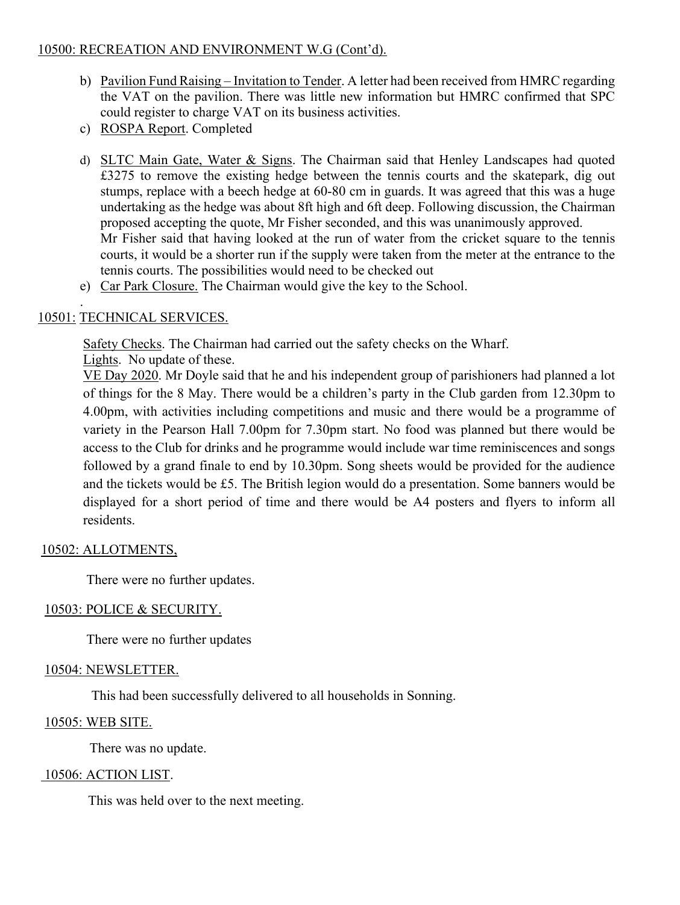10500: RECREATION AND ENVIRONMENT W.G (Cont'd).

b) Pavilion Fund Raising – Invitation to Tender. A letter had been received from HMRC regarding the VAT on the pavilion. There was little new information but HMRC confirmed that SPC could register to charge VAT on its business activities.
c) ROSPA Report. Completed
d) SLTC Main Gate, Water & Signs. The Chairman said that Henley Landscapes had quoted £3275 to remove the existing hedge between the tennis courts and the skatepark, dig out stumps, replace with a beech hedge at 60-80 cm in guards. It was agreed that this was a huge undertaking as the hedge was about 8ft high and 6ft deep. Following discussion, the Chairman proposed accepting the quote, Mr Fisher seconded, and this was unanimously approved.
   Mr Fisher said that having looked at the run of water from the cricket square to the tennis courts, it would be a shorter run if the supply were taken from the meter at the entrance to the tennis courts. The possibilities would need to be checked out
e) Car Park Closure. The Chairman would give the key to the School.

.

10501: TECHNICAL SERVICES.

Safety Checks. The Chairman had carried out the safety checks on the Wharf.

Lights. No update of these.

VE Day 2020. Mr Doyle said that he and his independent group of parishioners had planned a lot of things for the 8 May. There would be a children's party in the Club garden from 12.30pm to 4.00pm, with activities including competitions and music and there would be a programme of variety in the Pearson Hall 7.00pm for 7.30pm start. No food was planned but there would be access to the Club for drinks and he programme would include war time reminiscences and songs followed by a grand finale to end by 10.30pm. Song sheets would be provided for the audience and the tickets would be £5. The British legion would do a presentation. Some banners would be displayed for a short period of time and there would be A4 posters and flyers to inform all residents.

10502: ALLOTMENTS,

There were no further updates.

10503: POLICE & SECURITY.

There were no further updates

10504: NEWSLETTER.

This had been successfully delivered to all households in Sonning.

10505: WEB SITE.

There was no update.

10506: ACTION LIST.

This was held over to the next meeting.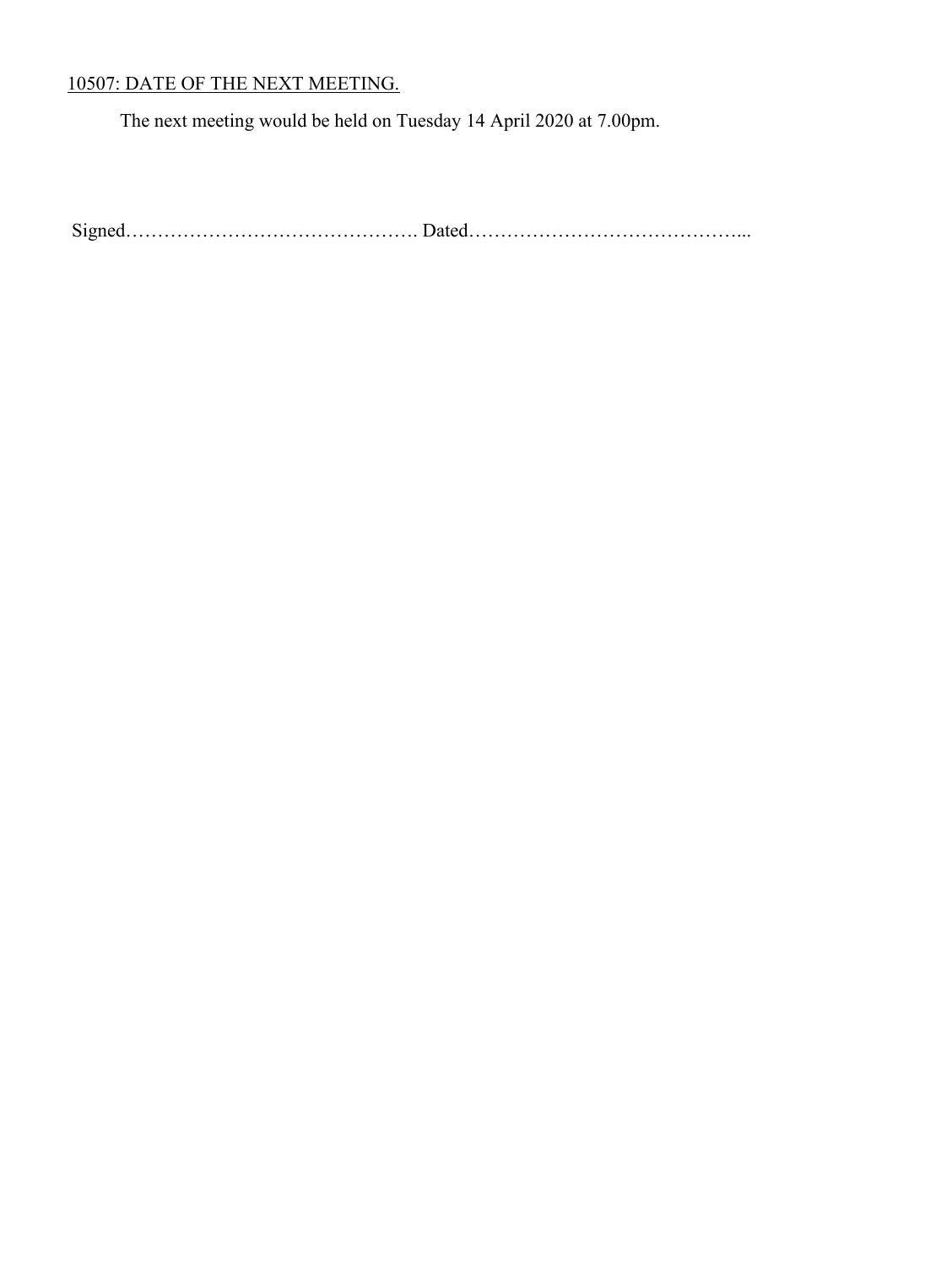10507: DATE OF THE NEXT MEETING.

The next meeting would be held on Tuesday 14 April 2020 at 7.00pm.

Signed………………………………………. Dated……………………………………...